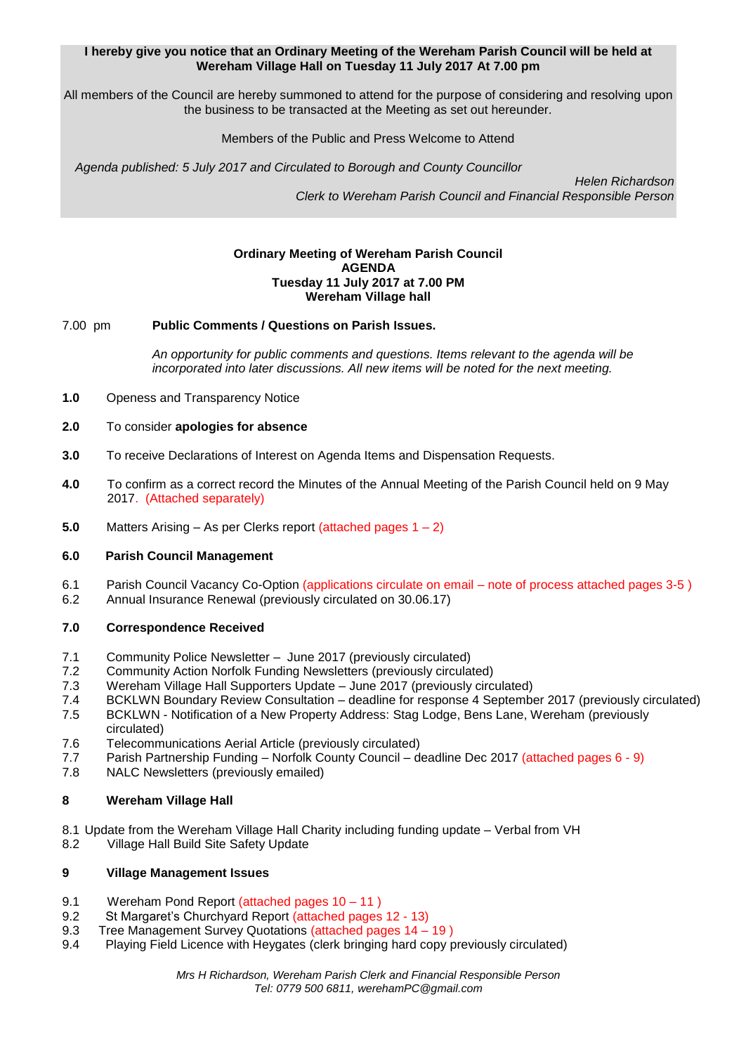**I hereby give you notice that an Ordinary Meeting of the Wereham Parish Council will be held at Wereham Village Hall on Tuesday 11 July 2017 At 7.00 pm**

All members of the Council are hereby summoned to attend for the purpose of considering and resolving upon the business to be transacted at the Meeting as set out hereunder.

Members of the Public and Press Welcome to Attend

*Agenda published: 5 July 2017 and Circulated to Borough and County Councillor*

*Helen Richardson*
*Clerk to Wereham Parish Council and Financial Responsible Person*

**Ordinary Meeting of Wereham Parish Council**
**AGENDA**
**Tuesday 11 July 2017 at 7.00 PM**
**Wereham Village hall**

7.00 pm **Public Comments / Questions on Parish Issues.**

*An opportunity for public comments and questions. Items relevant to the agenda will be incorporated into later discussions. All new items will be noted for the next meeting.*

**1.0** Openess and Transparency Notice

**2.0** To consider **apologies for absence**

**3.0** To receive Declarations of Interest on Agenda Items and Dispensation Requests.

**4.0** To confirm as a correct record the Minutes of the Annual Meeting of the Parish Council held on 9 May 2017. (Attached separately)

**5.0** Matters Arising – As per Clerks report (attached pages 1 – 2)

**6.0 Parish Council Management**

6.1 Parish Council Vacancy Co-Option (applications circulate on email – note of process attached pages 3-5 )
6.2 Annual Insurance Renewal (previously circulated on 30.06.17)

**7.0 Correspondence Received**

7.1 Community Police Newsletter – June 2017 (previously circulated)
7.2 Community Action Norfolk Funding Newsletters (previously circulated)
7.3 Wereham Village Hall Supporters Update – June 2017 (previously circulated)
7.4 BCKLWN Boundary Review Consultation – deadline for response 4 September 2017 (previously circulated)
7.5 BCKLWN - Notification of a New Property Address: Stag Lodge, Bens Lane, Wereham (previously circulated)
7.6 Telecommunications Aerial Article (previously circulated)
7.7 Parish Partnership Funding – Norfolk County Council – deadline Dec 2017 (attached pages 6 - 9)
7.8 NALC Newsletters (previously emailed)

**8 Wereham Village Hall**

8.1 Update from the Wereham Village Hall Charity including funding update – Verbal from VH
8.2 Village Hall Build Site Safety Update

**9 Village Management Issues**

9.1 Wereham Pond Report (attached pages 10 – 11 )
9.2 St Margaret's Churchyard Report (attached pages 12 - 13)
9.3 Tree Management Survey Quotations (attached pages 14 – 19 )
9.4 Playing Field Licence with Heygates (clerk bringing hard copy previously circulated)

*Mrs H Richardson, Wereham Parish Clerk and Financial Responsible Person*
*Tel: 0779 500 6811, werehamPC@gmail.com*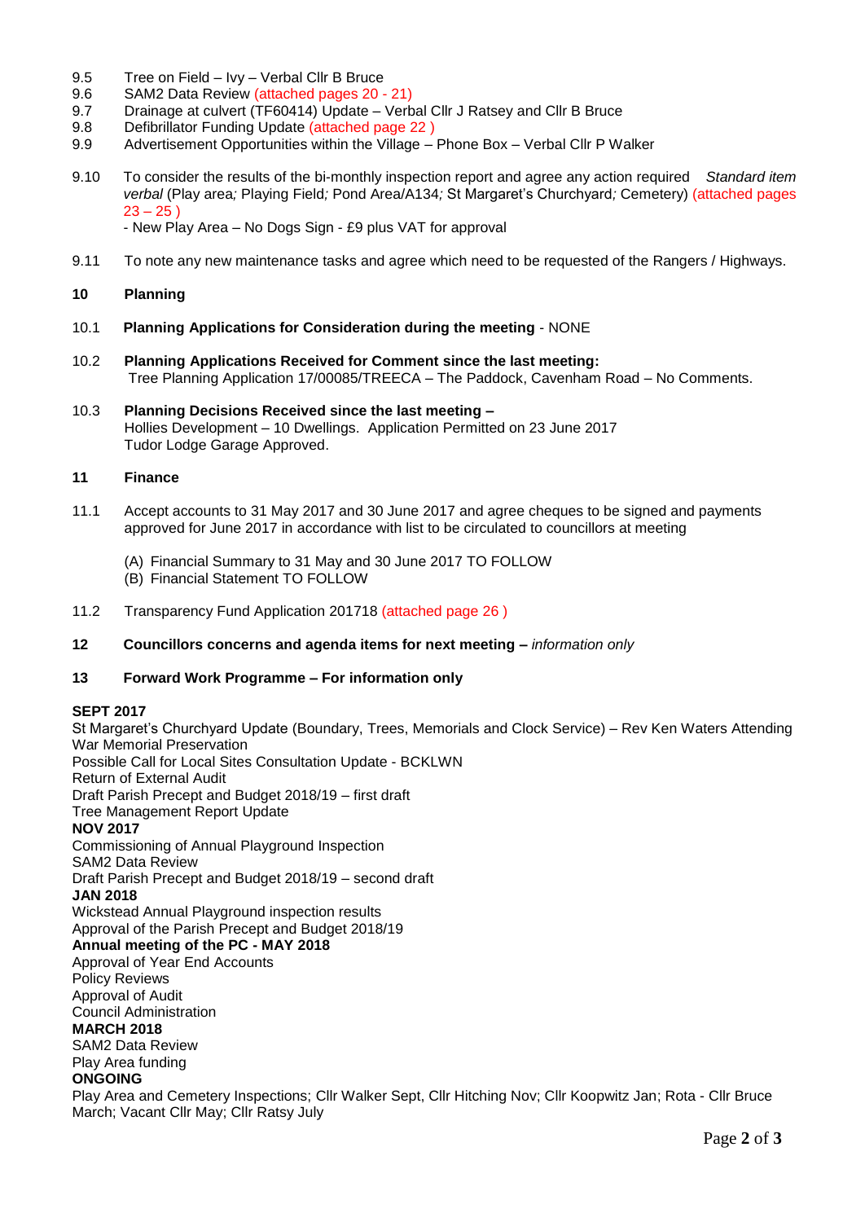9.5 Tree on Field – Ivy – Verbal Cllr B Bruce
9.6 SAM2 Data Review (attached pages 20 - 21)
9.7 Drainage at culvert (TF60414) Update – Verbal Cllr J Ratsey and Cllr B Bruce
9.8 Defibrillator Funding Update (attached page 22 )
9.9 Advertisement Opportunities within the Village – Phone Box – Verbal Cllr P Walker

9.10 To consider the results of the bi-monthly inspection report and agree any action required *Standard item verbal* (Play area*;* Playing Field*;* Pond Area/A134*;* St Margaret's Churchyard*;* Cemetery) (attached pages 23 – 25 )
- New Play Area – No Dogs Sign - £9 plus VAT for approval

9.11 To note any new maintenance tasks and agree which need to be requested of the Rangers / Highways.

**10 Planning**

10.1 **Planning Applications for Consideration during the meeting** - NONE

10.2 **Planning Applications Received for Comment since the last meeting:**
Tree Planning Application 17/00085/TREECA – The Paddock, Cavenham Road – No Comments.

10.3 **Planning Decisions Received since the last meeting –**
Hollies Development – 10 Dwellings. Application Permitted on 23 June 2017
Tudor Lodge Garage Approved.

**11 Finance**

11.1 Accept accounts to 31 May 2017 and 30 June 2017 and agree cheques to be signed and payments approved for June 2017 in accordance with list to be circulated to councillors at meeting

(A) Financial Summary to 31 May and 30 June 2017 TO FOLLOW
(B) Financial Statement TO FOLLOW

11.2 Transparency Fund Application 201718 (attached page 26 )

**12 Councillors concerns and agenda items for next meeting –** *information only*

**13 Forward Work Programme – For information only**

**SEPT 2017**
St Margaret's Churchyard Update (Boundary, Trees, Memorials and Clock Service) – Rev Ken Waters Attending
War Memorial Preservation
Possible Call for Local Sites Consultation Update - BCKLWN
Return of External Audit
Draft Parish Precept and Budget 2018/19 – first draft
Tree Management Report Update
**NOV 2017**
Commissioning of Annual Playground Inspection
SAM2 Data Review
Draft Parish Precept and Budget 2018/19 – second draft
**JAN 2018**
Wickstead Annual Playground inspection results
Approval of the Parish Precept and Budget 2018/19
**Annual meeting of the PC - MAY 2018**
Approval of Year End Accounts
Policy Reviews
Approval of Audit
Council Administration
**MARCH 2018**
SAM2 Data Review
Play Area funding
**ONGOING**
Play Area and Cemetery Inspections; Cllr Walker Sept, Cllr Hitching Nov; Cllr Koopwitz Jan; Rota - Cllr Bruce March; Vacant Cllr May; Cllr Ratsy July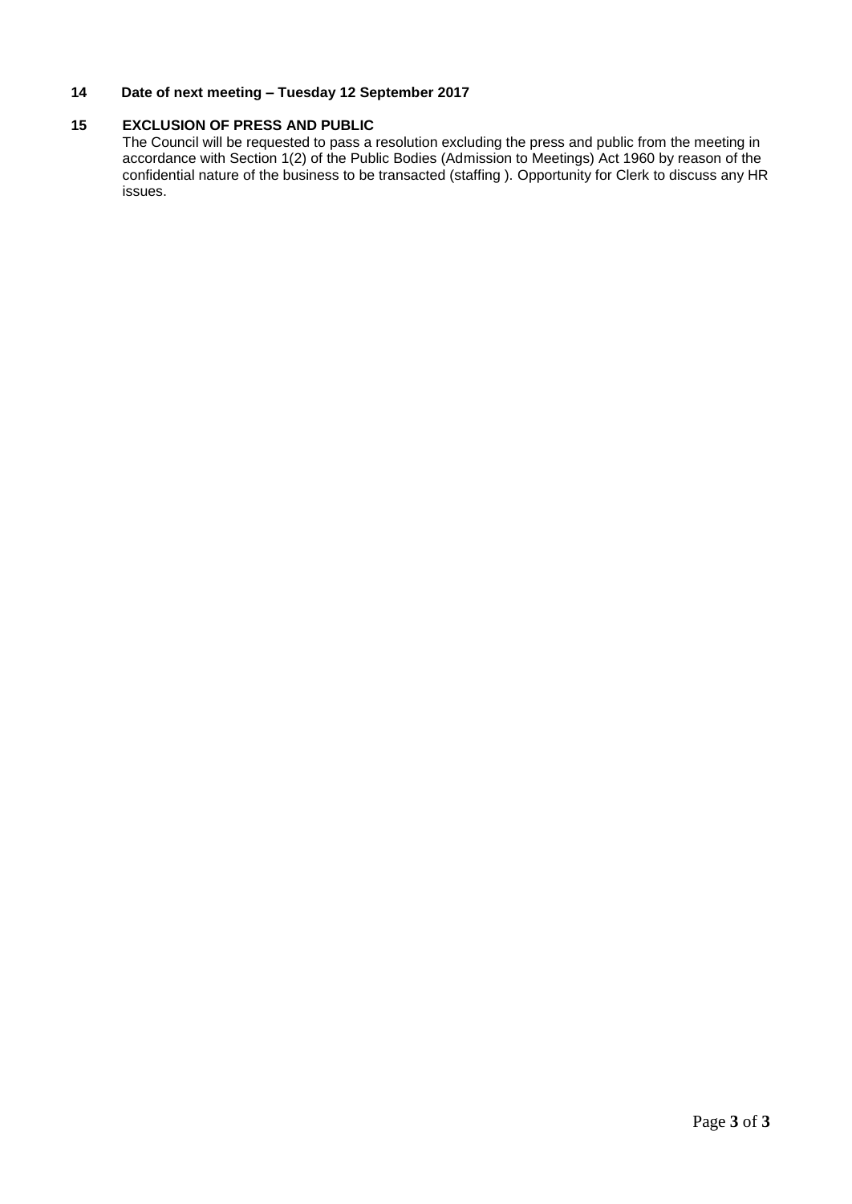**14 Date of next meeting – Tuesday 12 September 2017**

**15 EXCLUSION OF PRESS AND PUBLIC**

The Council will be requested to pass a resolution excluding the press and public from the meeting in accordance with Section 1(2) of the Public Bodies (Admission to Meetings) Act 1960 by reason of the confidential nature of the business to be transacted (staffing ). Opportunity for Clerk to discuss any HR issues.